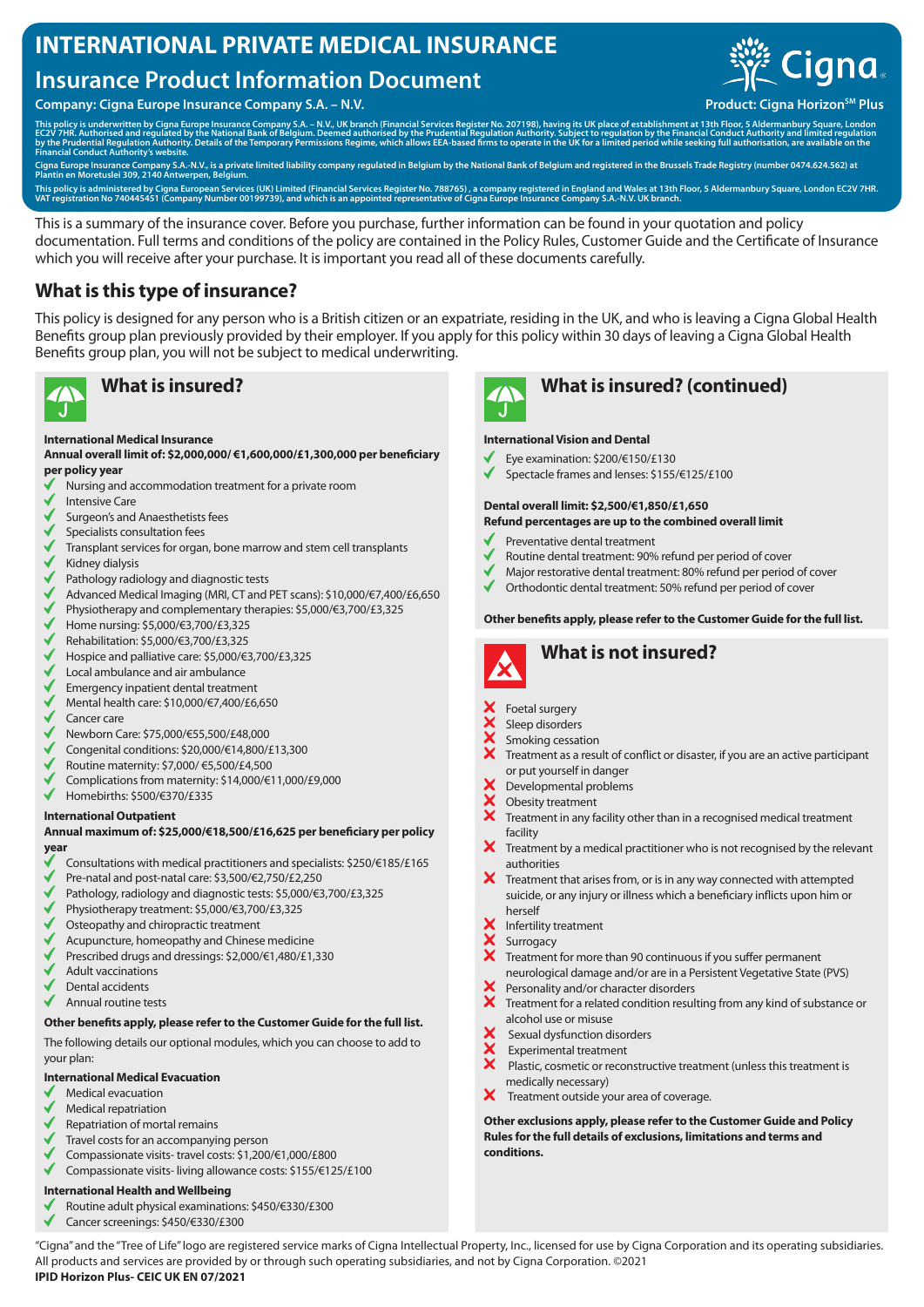# INTERNATIONAL PRIVATE MEDICAL INSURANCE

## Insurance Product Information Document

**Company: Cigna Europe Insurance Company S.A. – N.V.**

**Product: Cigna Horizon℠ Plus**

This policy is underwritten by Cigna Europe Insurance Company S.A. – N.V., UK branch (Financial Services Register No. 207198), having its UK place of establishment at 13th Floor, 5 Aldermanbury Square, London EC2V 7HR. Authorised and regulated by the National Bank of Belgium. Deemed authorised by the Prudential Regulation Authority. Subject to regulation by the Financial Conduct Authority and limited regulation by the Prudential Regulation Authority. Details of the Temporary Permissions Regime, which allows EEA-based firms to operate in the UK for a limited period while seeking full authorisation, are available on the Financial Conduct Authority's website.

Cigna Europe Insurance Company S.A.-N.V., is a private limited liability company regulated in Belgium by the National Bank of Belgium and registered in the Brussels Trade Registry (number 0474.624.562) at Plantin en Moretuslei 309, 2140 Antwerpen, Belgium.

This policy is administered by Cigna European Services (UK) Limited (Financial Services Register No. 788765) , a company registered in England and Wales at 13th Floor, 5 Aldermanbury Square, London EC2V 7HR. VAT registration No 740445451 (Company Number 00199739), and which is an appointed representative of Cigna Europe Insurance Company S.A.-N.V. UK branch.

This is a summary of the insurance cover. Before you purchase, further information can be found in your quotation and policy documentation. Full terms and conditions of the policy are contained in the Policy Rules, Customer Guide and the Certificate of Insurance which you will receive after your purchase. It is important you read all of these documents carefully.

## What is this type of insurance?

This policy is designed for any person who is a British citizen or an expatriate, residing in the UK, and who is leaving a Cigna Global Health Benefits group plan previously provided by their employer. If you apply for this policy within 30 days of leaving a Cigna Global Health Benefits group plan, you will not be subject to medical underwriting.

## What is insured?

**International Medical Insurance**

**Annual overall limit of: $2,000,000/ €1,600,000/£1,300,000 per beneficiary per policy year**

- ✓ Nursing and accommodation treatment for a private room
- ✓ Intensive Care
- ✓ Surgeon's and Anaesthetists fees
- ✓ Specialists consultation fees
- ✓ Transplant services for organ, bone marrow and stem cell transplants
- ✓ Kidney dialysis
- ✓ Pathology radiology and diagnostic tests
- ✓ Advanced Medical Imaging (MRI, CT and PET scans): $10,000/€7,400/£6,650
- ✓ Physiotherapy and complementary therapies: $5,000/€3,700/£3,325
- ✓ Home nursing: $5,000/€3,700/£3,325
- ✓ Rehabilitation: $5,000/€3,700/£3,325
- ✓ Hospice and palliative care: $5,000/€3,700/£3,325
- ✓ Local ambulance and air ambulance
- ✓ Emergency inpatient dental treatment
- ✓ Mental health care: $10,000/€7,400/£6,650
- ✓ Cancer care
- ✓ Newborn Care: $75,000/€55,500/£48,000
- ✓ Congenital conditions: $20,000/€14,800/£13,300
- ✓ Routine maternity: $7,000/ €5,500/£4,500
- ✓ Complications from maternity: $14,000/€11,000/£9,000
- ✓ Homebirths: $500/€370/£335

**International Outpatient**

**Annual maximum of: $25,000/€18,500/£16,625 per beneficiary per policy year**

- ✓ Consultations with medical practitioners and specialists: $250/€185/£165
- ✓ Pre-natal and post-natal care: $3,500/€2,750/£2,250
- ✓ Pathology, radiology and diagnostic tests: $5,000/€3,700/£3,325
- ✓ Physiotherapy treatment: $5,000/€3,700/£3,325
- ✓ Osteopathy and chiropractic treatment
- ✓ Acupuncture, homeopathy and Chinese medicine
- ✓ Prescribed drugs and dressings: $2,000/€1,480/£1,330
- ✓ Adult vaccinations
- ✓ Dental accidents
- ✓ Annual routine tests

**Other benefits apply, please refer to the Customer Guide for the full list.**

The following details our optional modules, which you can choose to add to your plan:

**International Medical Evacuation**

- ✓ Medical evacuation
- ✓ Medical repatriation
- ✓ Repatriation of mortal remains
- ✓ Travel costs for an accompanying person
- ✓ Compassionate visits- travel costs: $1,200/€1,000/£800
- ✓ Compassionate visits- living allowance costs: $155/€125/£100

**International Health and Wellbeing**

- ✓ Routine adult physical examinations: $450/€330/£300
- ✓ Cancer screenings: $450/€330/£300

## What is insured? (continued)

**International Vision and Dental**

- ✓ Eye examination: $200/€150/£130
- ✓ Spectacle frames and lenses: $155/€125/£100

**Dental overall limit: $2,500/€1,850/£1,650**

**Refund percentages are up to the combined overall limit**

- ✓ Preventative dental treatment
- ✓ Routine dental treatment: 90% refund per period of cover
- ✓ Major restorative dental treatment: 80% refund per period of cover
- ✓ Orthodontic dental treatment: 50% refund per period of cover

**Other benefits apply, please refer to the Customer Guide for the full list.**

## What is not insured?

- ✗ Foetal surgery
- ✗ Sleep disorders
- ✗ Smoking cessation
- ✗ Treatment as a result of conflict or disaster, if you are an active participant or put yourself in danger
- ✗ Developmental problems
- ✗ Obesity treatment
- ✗ Treatment in any facility other than in a recognised medical treatment facility
- ✗ Treatment by a medical practitioner who is not recognised by the relevant authorities
- ✗ Treatment that arises from, or is in any way connected with attempted suicide, or any injury or illness which a beneficiary inflicts upon him or herself
- ✗ Infertility treatment
- ✗ Surrogacy
- ✗ Treatment for more than 90 continuous if you suffer permanent neurological damage and/or are in a Persistent Vegetative State (PVS)
- ✗ Personality and/or character disorders
- ✗ Treatment for a related condition resulting from any kind of substance or alcohol use or misuse
- ✗ Sexual dysfunction disorders
- ✗ Experimental treatment
- ✗ Plastic, cosmetic or reconstructive treatment (unless this treatment is medically necessary)
- ✗ Treatment outside your area of coverage.

**Other exclusions apply, please refer to the Customer Guide and Policy Rules for the full details of exclusions, limitations and terms and conditions.**

"Cigna" and the "Tree of Life" logo are registered service marks of Cigna Intellectual Property, Inc., licensed for use by Cigna Corporation and its operating subsidiaries. All products and services are provided by or through such operating subsidiaries, and not by Cigna Corporation. ©2021

**IPID Horizon Plus- CEIC UK EN 07/2021**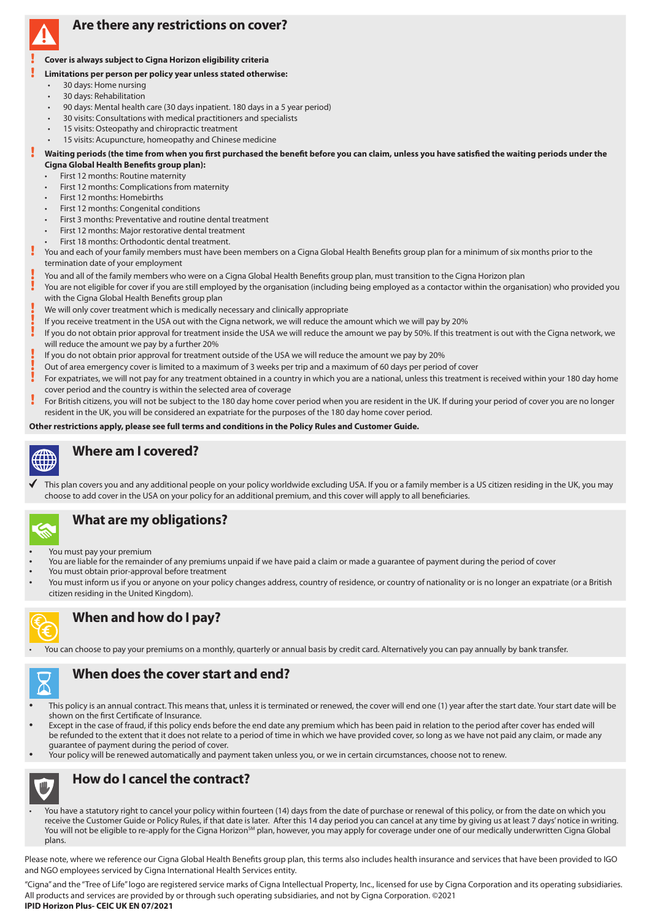## Are there any restrictions on cover?

- ! **Cover is always subject to Cigna Horizon eligibility criteria**
- ! **Limitations per person per policy year unless stated otherwise:**
  - 30 days: Home nursing
  - 30 days: Rehabilitation
  - 90 days: Mental health care (30 days inpatient. 180 days in a 5 year period)
  - 30 visits: Consultations with medical practitioners and specialists
  - 15 visits: Osteopathy and chiropractic treatment
  - 15 visits: Acupuncture, homeopathy and Chinese medicine
- ! **Waiting periods (the time from when you first purchased the benefit before you can claim, unless you have satisfied the waiting periods under the Cigna Global Health Benefits group plan):**
  - First 12 months: Routine maternity
  - First 12 months: Complications from maternity
  - First 12 months: Homebirths
  - First 12 months: Congenital conditions
  - First 3 months: Preventative and routine dental treatment
  - First 12 months: Major restorative dental treatment
  - First 18 months: Orthodontic dental treatment.
- ! You and each of your family members must have been members on a Cigna Global Health Benefits group plan for a minimum of six months prior to the termination date of your employment
- ! You and all of the family members who were on a Cigna Global Health Benefits group plan, must transition to the Cigna Horizon plan
- ! You are not eligible for cover if you are still employed by the organisation (including being employed as a contactor within the organisation) who provided you with the Cigna Global Health Benefits group plan
- ! We will only cover treatment which is medically necessary and clinically appropriate
- ! If you receive treatment in the USA out with the Cigna network, we will reduce the amount which we will pay by 20%
- ! If you do not obtain prior approval for treatment inside the USA we will reduce the amount we pay by 50%. If this treatment is out with the Cigna network, we will reduce the amount we pay by a further 20%
- ! If you do not obtain prior approval for treatment outside of the USA we will reduce the amount we pay by 20%
- ! Out of area emergency cover is limited to a maximum of 3 weeks per trip and a maximum of 60 days per period of cover
- ! For expatriates, we will not pay for any treatment obtained in a country in which you are a national, unless this treatment is received within your 180 day home cover period and the country is within the selected area of coverage
- ! For British citizens, you will not be subject to the 180 day home cover period when you are resident in the UK. If during your period of cover you are no longer resident in the UK, you will be considered an expatriate for the purposes of the 180 day home cover period.

**Other restrictions apply, please see full terms and conditions in the Policy Rules and Customer Guide.**

## Where am I covered?

✓ This plan covers you and any additional people on your policy worldwide excluding USA. If you or a family member is a US citizen residing in the UK, you may choose to add cover in the USA on your policy for an additional premium, and this cover will apply to all beneficiaries.

## What are my obligations?

- You must pay your premium
- You are liable for the remainder of any premiums unpaid if we have paid a claim or made a guarantee of payment during the period of cover
- You must obtain prior-approval before treatment
- You must inform us if you or anyone on your policy changes address, country of residence, or country of nationality or is no longer an expatriate (or a British citizen residing in the United Kingdom).

## When and how do I pay?

- You can choose to pay your premiums on a monthly, quarterly or annual basis by credit card. Alternatively you can pay annually by bank transfer.

## When does the cover start and end?

- This policy is an annual contract. This means that, unless it is terminated or renewed, the cover will end one (1) year after the start date. Your start date will be shown on the first Certificate of Insurance.
- Except in the case of fraud, if this policy ends before the end date any premium which has been paid in relation to the period after cover has ended will be refunded to the extent that it does not relate to a period of time in which we have provided cover, so long as we have not paid any claim, or made any guarantee of payment during the period of cover.
- Your policy will be renewed automatically and payment taken unless you, or we in certain circumstances, choose not to renew.

## How do I cancel the contract?

- You have a statutory right to cancel your policy within fourteen (14) days from the date of purchase or renewal of this policy, or from the date on which you receive the Customer Guide or Policy Rules, if that date is later. After this 14 day period you can cancel at any time by giving us at least 7 days' notice in writing. You will not be eligible to re-apply for the Cigna Horizon℠ plan, however, you may apply for coverage under one of our medically underwritten Cigna Global plans.

Please note, where we reference our Cigna Global Health Benefits group plan, this terms also includes health insurance and services that have been provided to IGO and NGO employees serviced by Cigna International Health Services entity.

"Cigna" and the "Tree of Life" logo are registered service marks of Cigna Intellectual Property, Inc., licensed for use by Cigna Corporation and its operating subsidiaries. All products and services are provided by or through such operating subsidiaries, and not by Cigna Corporation. ©2021

**IPID Horizon Plus- CEIC UK EN 07/2021**